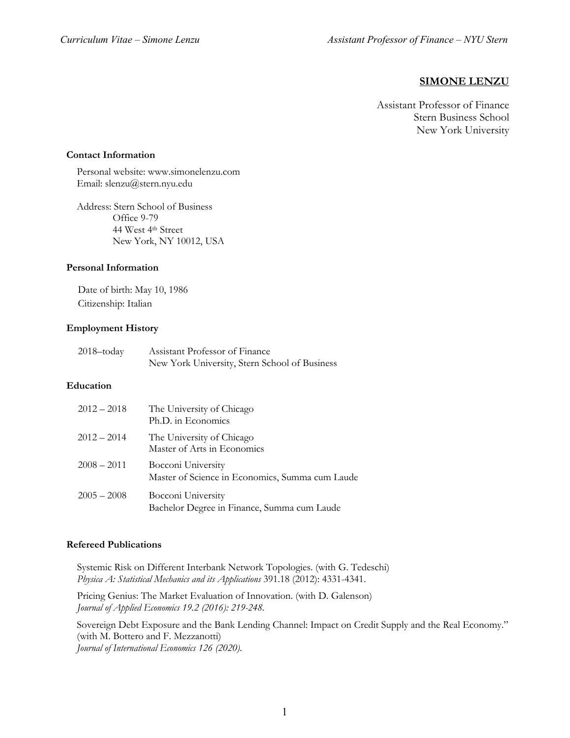# SIMONE LENZU

Assistant Professor of Finance
Stern Business School
New York University

### Contact Information

Personal website: www.simonelenzu.com
Email: slenzu@stern.nyu.edu

Address: Stern School of Business
Office 9-79
44 West 4th Street
New York, NY 10012, USA

### Personal Information

Date of birth: May 10, 1986
Citizenship: Italian

### Employment History

| | |
|---|---|
| 2018–today | Assistant Professor of Finance<br>New York University, Stern School of Business |

### Education

| | |
|---|---|
| 2012 – 2018 | The University of Chicago<br>Ph.D. in Economics |
| 2012 – 2014 | The University of Chicago<br>Master of Arts in Economics |
| 2008 – 2011 | Bocconi University<br>Master of Science in Economics, Summa cum Laude |
| 2005 – 2008 | Bocconi University<br>Bachelor Degree in Finance, Summa cum Laude |

### Refereed Publications

Systemic Risk on Different Interbank Network Topologies. (with G. Tedeschi)
*Physica A: Statistical Mechanics and its Applications* 391.18 (2012): 4331-4341.

Pricing Genius: The Market Evaluation of Innovation. (with D. Galenson)
*Journal of Applied Economics 19.2 (2016): 219-248.*

Sovereign Debt Exposure and the Bank Lending Channel: Impact on Credit Supply and the Real Economy." (with M. Bottero and F. Mezzanotti)
*Journal of International Economics 126 (2020).*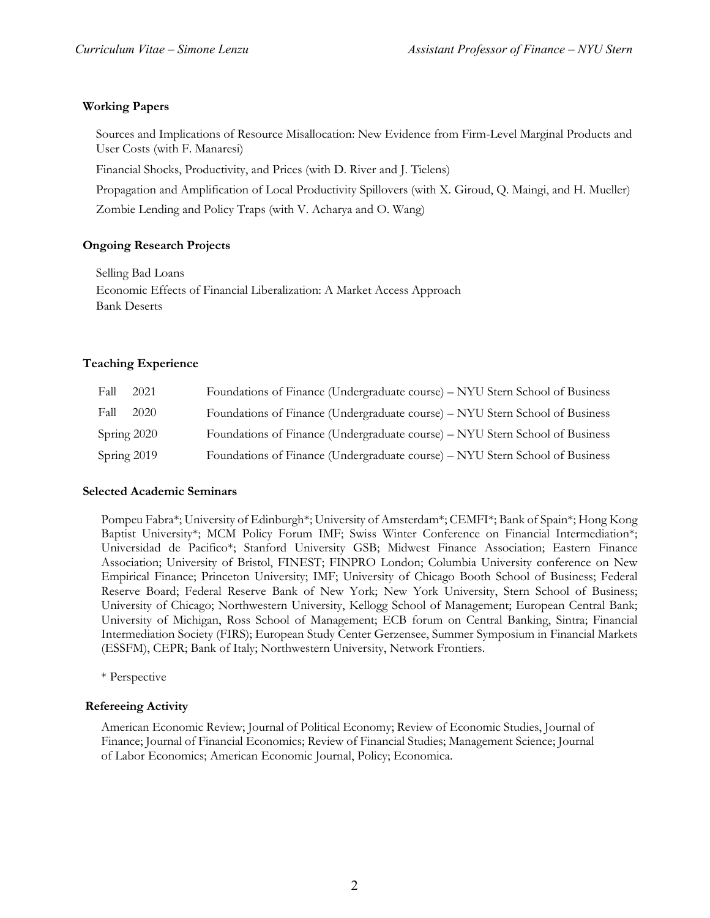### Working Papers

Sources and Implications of Resource Misallocation: New Evidence from Firm-Level Marginal Products and User Costs (with F. Manaresi)

Financial Shocks, Productivity, and Prices (with D. River and J. Tielens)

Propagation and Amplification of Local Productivity Spillovers (with X. Giroud, Q. Maingi, and H. Mueller)

Zombie Lending and Policy Traps (with V. Acharya and O. Wang)

### Ongoing Research Projects

Selling Bad Loans
Economic Effects of Financial Liberalization: A Market Access Approach
Bank Deserts

### Teaching Experience

| | |
|---|---|
| Fall 2021 | Foundations of Finance (Undergraduate course) – NYU Stern School of Business |
| Fall 2020 | Foundations of Finance (Undergraduate course) – NYU Stern School of Business |
| Spring 2020 | Foundations of Finance (Undergraduate course) – NYU Stern School of Business |
| Spring 2019 | Foundations of Finance (Undergraduate course) – NYU Stern School of Business |

### Selected Academic Seminars

Pompeu Fabra*; University of Edinburgh*; University of Amsterdam*; CEMFI*; Bank of Spain*; Hong Kong Baptist University*; MCM Policy Forum IMF; Swiss Winter Conference on Financial Intermediation*; Universidad de Pacifico*; Stanford University GSB; Midwest Finance Association; Eastern Finance Association; University of Bristol, FINEST; FINPRO London; Columbia University conference on New Empirical Finance; Princeton University; IMF; University of Chicago Booth School of Business; Federal Reserve Board; Federal Reserve Bank of New York; New York University, Stern School of Business; University of Chicago; Northwestern University, Kellogg School of Management; European Central Bank; University of Michigan, Ross School of Management; ECB forum on Central Banking, Sintra; Financial Intermediation Society (FIRS); European Study Center Gerzensee, Summer Symposium in Financial Markets (ESSFM), CEPR; Bank of Italy; Northwestern University, Network Frontiers.

* Perspective

### Refereeing Activity

American Economic Review; Journal of Political Economy; Review of Economic Studies, Journal of Finance; Journal of Financial Economics; Review of Financial Studies; Management Science; Journal of Labor Economics; American Economic Journal, Policy; Economica.